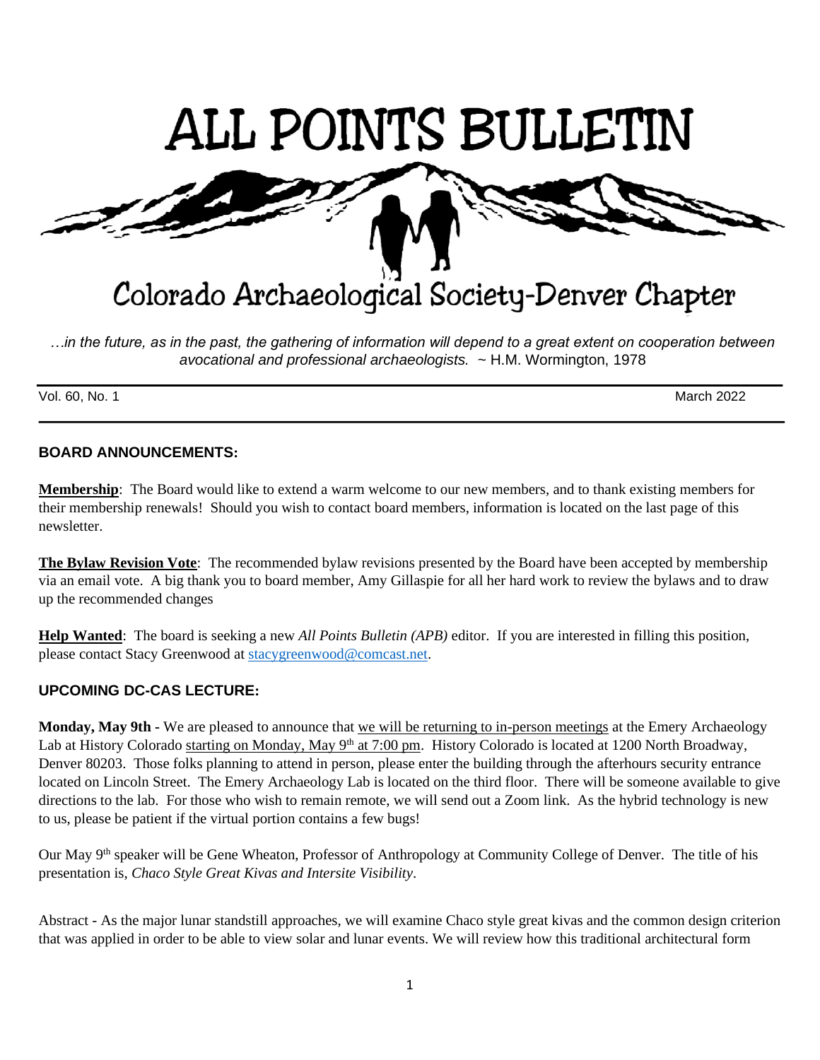# ALL POINTS BULLETIN

## Colorado Archaeological Society-Denver Chapter

*…in the future, as in the past, the gathering of information will depend to a great extent on cooperation between avocational and professional archaeologists.* ~ H.M. Wormington, 1978

Vol. 60, No. 1 March 2022

### BOARD ANNOUNCEMENTS:

**Membership**: The Board would like to extend a warm welcome to our new members, and to thank existing members for their membership renewals! Should you wish to contact board members, information is located on the last page of this newsletter.

**The Bylaw Revision Vote**: The recommended bylaw revisions presented by the Board have been accepted by membership via an email vote. A big thank you to board member, Amy Gillaspie for all her hard work to review the bylaws and to draw up the recommended changes

**Help Wanted**: The board is seeking a new *All Points Bulletin (APB)* editor. If you are interested in filling this position, please contact Stacy Greenwood at stacygreenwood@comcast.net.

### UPCOMING DC-CAS LECTURE:

**Monday, May 9th** - We are pleased to announce that we will be returning to in-person meetings at the Emery Archaeology Lab at History Colorado starting on Monday, May 9th at 7:00 pm. History Colorado is located at 1200 North Broadway, Denver 80203. Those folks planning to attend in person, please enter the building through the afterhours security entrance located on Lincoln Street. The Emery Archaeology Lab is located on the third floor. There will be someone available to give directions to the lab. For those who wish to remain remote, we will send out a Zoom link. As the hybrid technology is new to us, please be patient if the virtual portion contains a few bugs!

Our May 9th speaker will be Gene Wheaton, Professor of Anthropology at Community College of Denver. The title of his presentation is, *Chaco Style Great Kivas and Intersite Visibility*.

Abstract - As the major lunar standstill approaches, we will examine Chaco style great kivas and the common design criterion that was applied in order to be able to view solar and lunar events. We will review how this traditional architectural form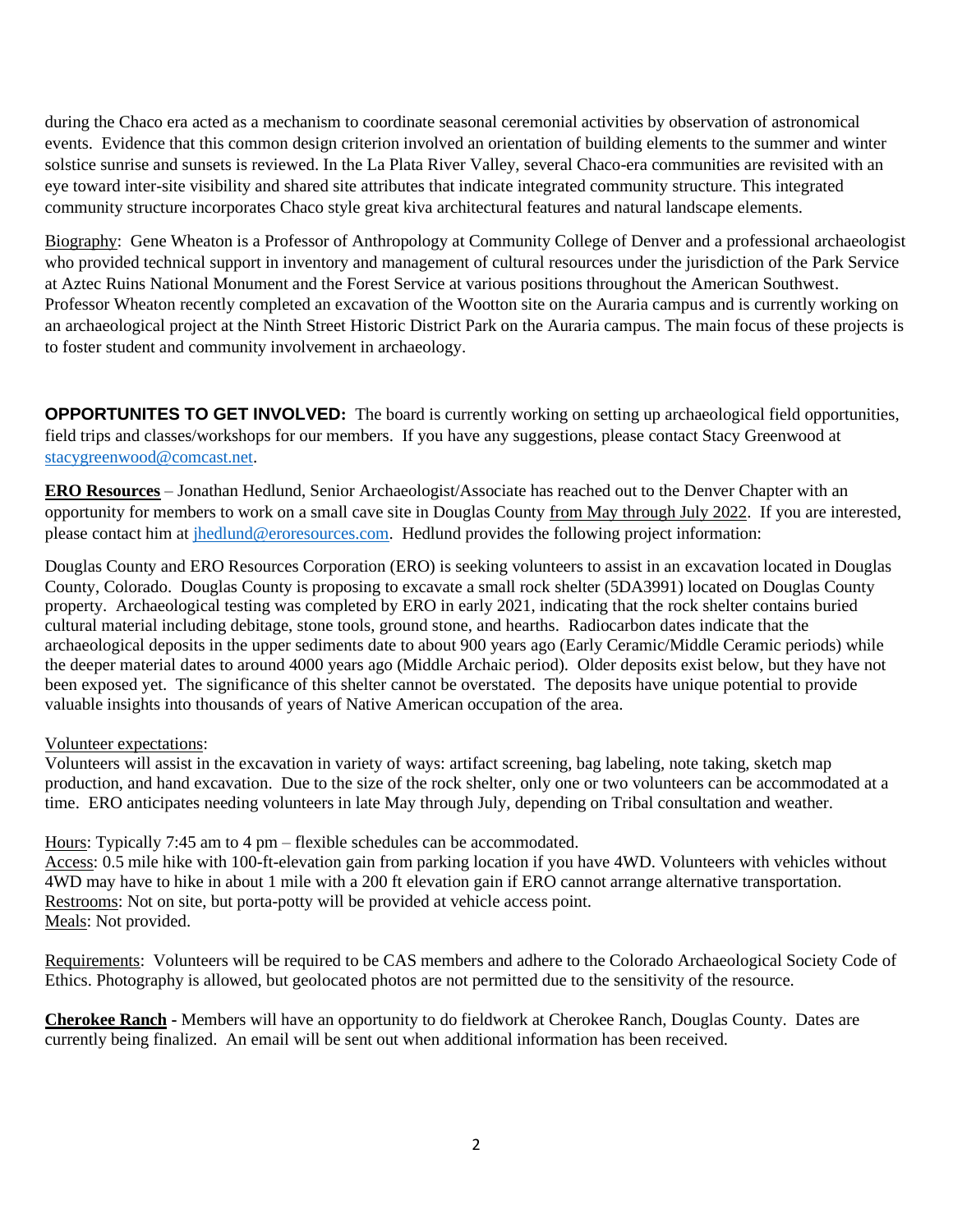during the Chaco era acted as a mechanism to coordinate seasonal ceremonial activities by observation of astronomical events. Evidence that this common design criterion involved an orientation of building elements to the summer and winter solstice sunrise and sunsets is reviewed. In the La Plata River Valley, several Chaco-era communities are revisited with an eye toward inter-site visibility and shared site attributes that indicate integrated community structure. This integrated community structure incorporates Chaco style great kiva architectural features and natural landscape elements.

Biography: Gene Wheaton is a Professor of Anthropology at Community College of Denver and a professional archaeologist who provided technical support in inventory and management of cultural resources under the jurisdiction of the Park Service at Aztec Ruins National Monument and the Forest Service at various positions throughout the American Southwest. Professor Wheaton recently completed an excavation of the Wootton site on the Auraria campus and is currently working on an archaeological project at the Ninth Street Historic District Park on the Auraria campus. The main focus of these projects is to foster student and community involvement in archaeology.

**OPPORTUNITES TO GET INVOLVED:** The board is currently working on setting up archaeological field opportunities, field trips and classes/workshops for our members. If you have any suggestions, please contact Stacy Greenwood at stacygreenwood@comcast.net.

**ERO Resources** – Jonathan Hedlund, Senior Archaeologist/Associate has reached out to the Denver Chapter with an opportunity for members to work on a small cave site in Douglas County from May through July 2022. If you are interested, please contact him at jhedlund@eroresources.com. Hedlund provides the following project information:

Douglas County and ERO Resources Corporation (ERO) is seeking volunteers to assist in an excavation located in Douglas County, Colorado. Douglas County is proposing to excavate a small rock shelter (5DA3991) located on Douglas County property. Archaeological testing was completed by ERO in early 2021, indicating that the rock shelter contains buried cultural material including debitage, stone tools, ground stone, and hearths. Radiocarbon dates indicate that the archaeological deposits in the upper sediments date to about 900 years ago (Early Ceramic/Middle Ceramic periods) while the deeper material dates to around 4000 years ago (Middle Archaic period). Older deposits exist below, but they have not been exposed yet. The significance of this shelter cannot be overstated. The deposits have unique potential to provide valuable insights into thousands of years of Native American occupation of the area.

Volunteer expectations:
Volunteers will assist in the excavation in variety of ways: artifact screening, bag labeling, note taking, sketch map production, and hand excavation. Due to the size of the rock shelter, only one or two volunteers can be accommodated at a time. ERO anticipates needing volunteers in late May through July, depending on Tribal consultation and weather.

Hours: Typically 7:45 am to 4 pm – flexible schedules can be accommodated.
Access: 0.5 mile hike with 100-ft-elevation gain from parking location if you have 4WD. Volunteers with vehicles without 4WD may have to hike in about 1 mile with a 200 ft elevation gain if ERO cannot arrange alternative transportation.
Restrooms: Not on site, but porta-potty will be provided at vehicle access point.
Meals: Not provided.

Requirements: Volunteers will be required to be CAS members and adhere to the Colorado Archaeological Society Code of Ethics. Photography is allowed, but geolocated photos are not permitted due to the sensitivity of the resource.

**Cherokee Ranch** - Members will have an opportunity to do fieldwork at Cherokee Ranch, Douglas County. Dates are currently being finalized. An email will be sent out when additional information has been received.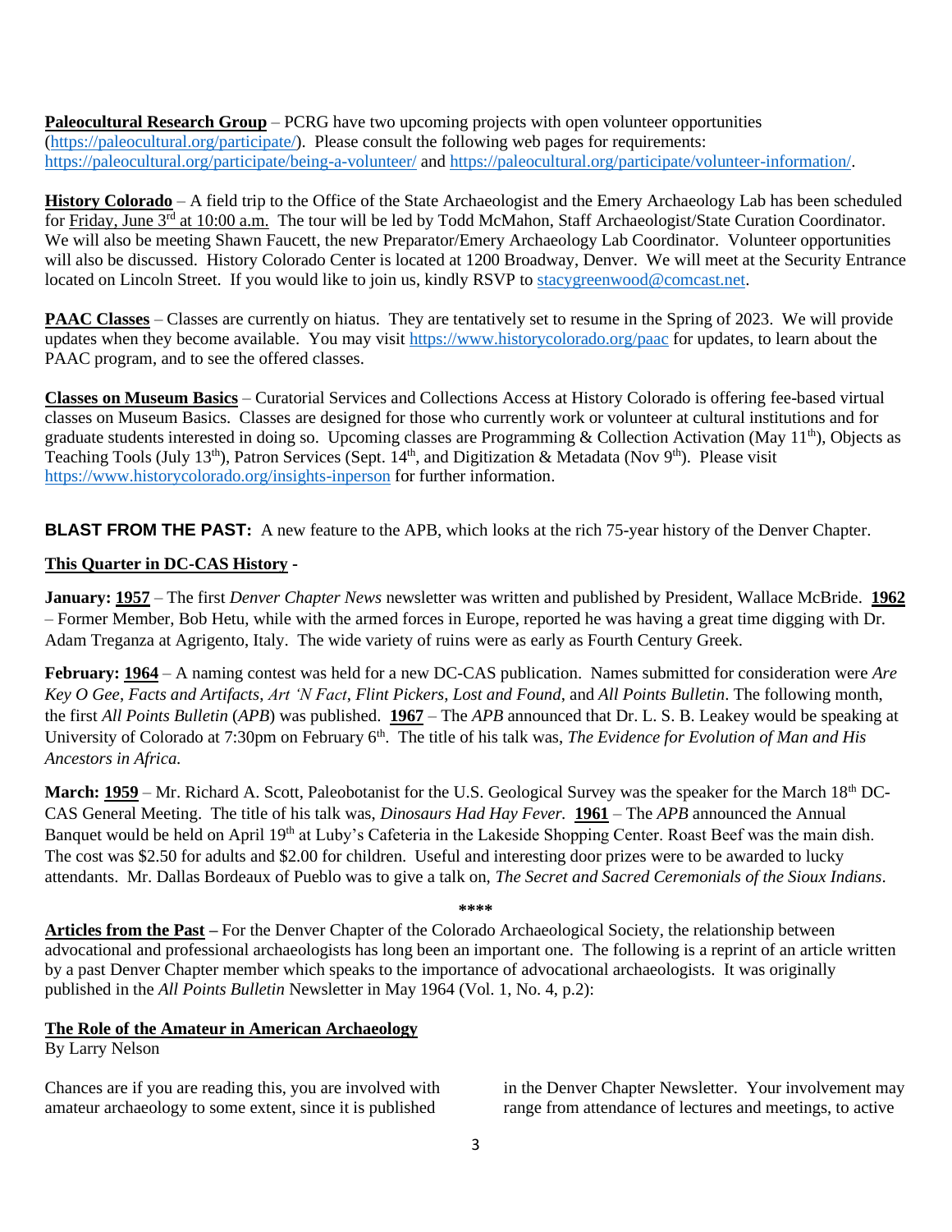**Paleocultural Research Group** – PCRG have two upcoming projects with open volunteer opportunities (https://paleocultural.org/participate/). Please consult the following web pages for requirements: https://paleocultural.org/participate/being-a-volunteer/ and https://paleocultural.org/participate/volunteer-information/.

**History Colorado** – A field trip to the Office of the State Archaeologist and the Emery Archaeology Lab has been scheduled for Friday, June 3rd at 10:00 a.m. The tour will be led by Todd McMahon, Staff Archaeologist/State Curation Coordinator. We will also be meeting Shawn Faucett, the new Preparator/Emery Archaeology Lab Coordinator. Volunteer opportunities will also be discussed. History Colorado Center is located at 1200 Broadway, Denver. We will meet at the Security Entrance located on Lincoln Street. If you would like to join us, kindly RSVP to stacygreenwood@comcast.net.

**PAAC Classes** – Classes are currently on hiatus. They are tentatively set to resume in the Spring of 2023. We will provide updates when they become available. You may visit https://www.historycolorado.org/paac for updates, to learn about the PAAC program, and to see the offered classes.

**Classes on Museum Basics** – Curatorial Services and Collections Access at History Colorado is offering fee-based virtual classes on Museum Basics. Classes are designed for those who currently work or volunteer at cultural institutions and for graduate students interested in doing so. Upcoming classes are Programming & Collection Activation (May 11th), Objects as Teaching Tools (July 13th), Patron Services (Sept. 14th, and Digitization & Metadata (Nov 9th). Please visit https://www.historycolorado.org/insights-inperson for further information.

**BLAST FROM THE PAST:** A new feature to the APB, which looks at the rich 75-year history of the Denver Chapter.

**This Quarter in DC-CAS History -**

**January: 1957** – The first *Denver Chapter News* newsletter was written and published by President, Wallace McBride. **1962** – Former Member, Bob Hetu, while with the armed forces in Europe, reported he was having a great time digging with Dr. Adam Treganza at Agrigento, Italy. The wide variety of ruins were as early as Fourth Century Greek.

**February: 1964** – A naming contest was held for a new DC-CAS publication. Names submitted for consideration were *Are Key O Gee*, *Facts and Artifacts*, *Art 'N Fact*, *Flint Pickers*, *Lost and Found*, and *All Points Bulletin*. The following month, the first *All Points Bulletin* (*APB*) was published. **1967** – The *APB* announced that Dr. L. S. B. Leakey would be speaking at University of Colorado at 7:30pm on February 6th. The title of his talk was, *The Evidence for Evolution of Man and His Ancestors in Africa.*

**March: 1959** – Mr. Richard A. Scott, Paleobotanist for the U.S. Geological Survey was the speaker for the March 18th DC-CAS General Meeting. The title of his talk was, *Dinosaurs Had Hay Fever.* **1961** – The *APB* announced the Annual Banquet would be held on April 19th at Luby's Cafeteria in the Lakeside Shopping Center. Roast Beef was the main dish. The cost was $2.50 for adults and $2.00 for children. Useful and interesting door prizes were to be awarded to lucky attendants. Mr. Dallas Bordeaux of Pueblo was to give a talk on, *The Secret and Sacred Ceremonials of the Sioux Indians*.

****

**Articles from the Past** – For the Denver Chapter of the Colorado Archaeological Society, the relationship between advocational and professional archaeologists has long been an important one. The following is a reprint of an article written by a past Denver Chapter member which speaks to the importance of advocational archaeologists. It was originally published in the *All Points Bulletin* Newsletter in May 1964 (Vol. 1, No. 4, p.2):

**The Role of the Amateur in American Archaeology**

By Larry Nelson

Chances are if you are reading this, you are involved with amateur archaeology to some extent, since it is published in the Denver Chapter Newsletter. Your involvement may range from attendance of lectures and meetings, to active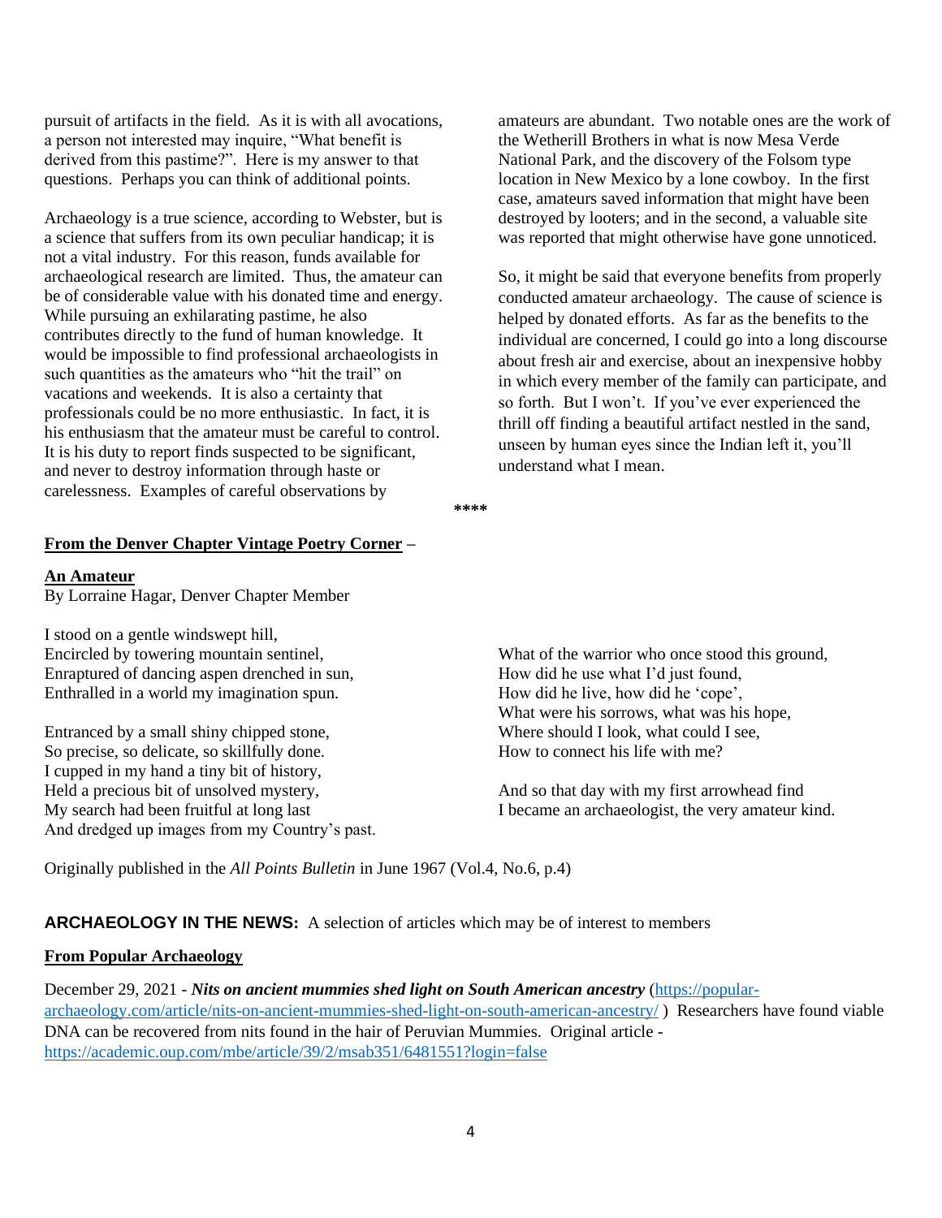pursuit of artifacts in the field. As it is with all avocations, a person not interested may inquire, "What benefit is derived from this pastime?". Here is my answer to that questions. Perhaps you can think of additional points.

Archaeology is a true science, according to Webster, but is a science that suffers from its own peculiar handicap; it is not a vital industry. For this reason, funds available for archaeological research are limited. Thus, the amateur can be of considerable value with his donated time and energy. While pursuing an exhilarating pastime, he also contributes directly to the fund of human knowledge. It would be impossible to find professional archaeologists in such quantities as the amateurs who "hit the trail" on vacations and weekends. It is also a certainty that professionals could be no more enthusiastic. In fact, it is his enthusiasm that the amateur must be careful to control. It is his duty to report finds suspected to be significant, and never to destroy information through haste or carelessness. Examples of careful observations by amateurs are abundant. Two notable ones are the work of the Wetherill Brothers in what is now Mesa Verde National Park, and the discovery of the Folsom type location in New Mexico by a lone cowboy. In the first case, amateurs saved information that might have been destroyed by looters; and in the second, a valuable site was reported that might otherwise have gone unnoticed.

So, it might be said that everyone benefits from properly conducted amateur archaeology. The cause of science is helped by donated efforts. As far as the benefits to the individual are concerned, I could go into a long discourse about fresh air and exercise, about an inexpensive hobby in which every member of the family can participate, and so forth. But I won't. If you've ever experienced the thrill off finding a beautiful artifact nestled in the sand, unseen by human eyes since the Indian left it, you'll understand what I mean.

****

**From the Denver Chapter Vintage Poetry Corner** –

**An Amateur**
By Lorraine Hagar, Denver Chapter Member

I stood on a gentle windswept hill,
Encircled by towering mountain sentinel,
Enraptured of dancing aspen drenched in sun,
Enthralled in a world my imagination spun.

Entranced by a small shiny chipped stone,
So precise, so delicate, so skillfully done.
I cupped in my hand a tiny bit of history,
Held a precious bit of unsolved mystery,
My search had been fruitful at long last
And dredged up images from my Country's past.

What of the warrior who once stood this ground,
How did he use what I'd just found,
How did he live, how did he 'cope',
What were his sorrows, what was his hope,
Where should I look, what could I see,
How to connect his life with me?

And so that day with my first arrowhead find
I became an archaeologist, the very amateur kind.

Originally published in the *All Points Bulletin* in June 1967 (Vol.4, No.6, p.4)

**ARCHAEOLOGY IN THE NEWS:** A selection of articles which may be of interest to members

**From Popular Archaeology**

December 29, 2021 - ***Nits on ancient mummies shed light on South American ancestry*** (https://popular-archaeology.com/article/nits-on-ancient-mummies-shed-light-on-south-american-ancestry/ ) Researchers have found viable DNA can be recovered from nits found in the hair of Peruvian Mummies. Original article - https://academic.oup.com/mbe/article/39/2/msab351/6481551?login=false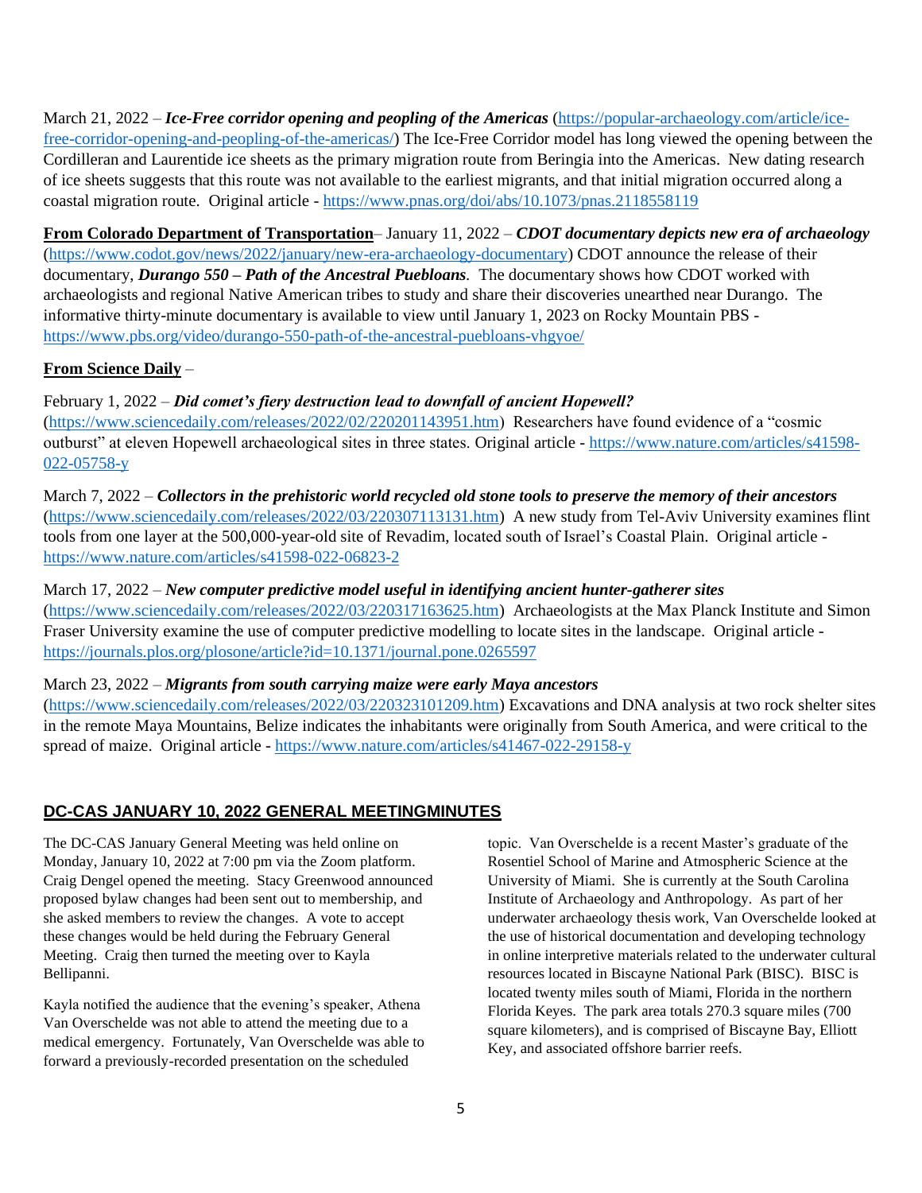March 21, 2022 – ***Ice-Free corridor opening and peopling of the Americas*** (https://popular-archaeology.com/article/ice-free-corridor-opening-and-peopling-of-the-americas/) The Ice-Free Corridor model has long viewed the opening between the Cordilleran and Laurentide ice sheets as the primary migration route from Beringia into the Americas. New dating research of ice sheets suggests that this route was not available to the earliest migrants, and that initial migration occurred along a coastal migration route. Original article - https://www.pnas.org/doi/abs/10.1073/pnas.2118558119

**From Colorado Department of Transportation**– January 11, 2022 – ***CDOT documentary depicts new era of archaeology*** (https://www.codot.gov/news/2022/january/new-era-archaeology-documentary) CDOT announce the release of their documentary, ***Durango 550 – Path of the Ancestral Puebloans***. The documentary shows how CDOT worked with archaeologists and regional Native American tribes to study and share their discoveries unearthed near Durango. The informative thirty-minute documentary is available to view until January 1, 2023 on Rocky Mountain PBS - https://www.pbs.org/video/durango-550-path-of-the-ancestral-puebloans-vhgyoe/

**From Science Daily** –

February 1, 2022 – ***Did comet's fiery destruction lead to downfall of ancient Hopewell?*** (https://www.sciencedaily.com/releases/2022/02/220201143951.htm) Researchers have found evidence of a "cosmic outburst" at eleven Hopewell archaeological sites in three states. Original article - https://www.nature.com/articles/s41598-022-05758-y

March 7, 2022 – ***Collectors in the prehistoric world recycled old stone tools to preserve the memory of their ancestors*** (https://www.sciencedaily.com/releases/2022/03/220307113131.htm) A new study from Tel-Aviv University examines flint tools from one layer at the 500,000-year-old site of Revadim, located south of Israel's Coastal Plain. Original article - https://www.nature.com/articles/s41598-022-06823-2

March 17, 2022 – ***New computer predictive model useful in identifying ancient hunter-gatherer sites*** (https://www.sciencedaily.com/releases/2022/03/220317163625.htm) Archaeologists at the Max Planck Institute and Simon Fraser University examine the use of computer predictive modelling to locate sites in the landscape. Original article - https://journals.plos.org/plosone/article?id=10.1371/journal.pone.0265597

March 23, 2022 – ***Migrants from south carrying maize were early Maya ancestors*** (https://www.sciencedaily.com/releases/2022/03/220323101209.htm) Excavations and DNA analysis at two rock shelter sites in the remote Maya Mountains, Belize indicates the inhabitants were originally from South America, and were critical to the spread of maize. Original article - https://www.nature.com/articles/s41467-022-29158-y

## DC-CAS JANUARY 10, 2022 GENERAL MEETINGMINUTES

The DC-CAS January General Meeting was held online on Monday, January 10, 2022 at 7:00 pm via the Zoom platform. Craig Dengel opened the meeting. Stacy Greenwood announced proposed bylaw changes had been sent out to membership, and she asked members to review the changes. A vote to accept these changes would be held during the February General Meeting. Craig then turned the meeting over to Kayla Bellipanni.

Kayla notified the audience that the evening's speaker, Athena Van Overschelde was not able to attend the meeting due to a medical emergency. Fortunately, Van Overschelde was able to forward a previously-recorded presentation on the scheduled topic. Van Overschelde is a recent Master's graduate of the Rosentiel School of Marine and Atmospheric Science at the University of Miami. She is currently at the South Carolina Institute of Archaeology and Anthropology. As part of her underwater archaeology thesis work, Van Overschelde looked at the use of historical documentation and developing technology in online interpretive materials related to the underwater cultural resources located in Biscayne National Park (BISC). BISC is located twenty miles south of Miami, Florida in the northern Florida Keyes. The park area totals 270.3 square miles (700 square kilometers), and is comprised of Biscayne Bay, Elliott Key, and associated offshore barrier reefs.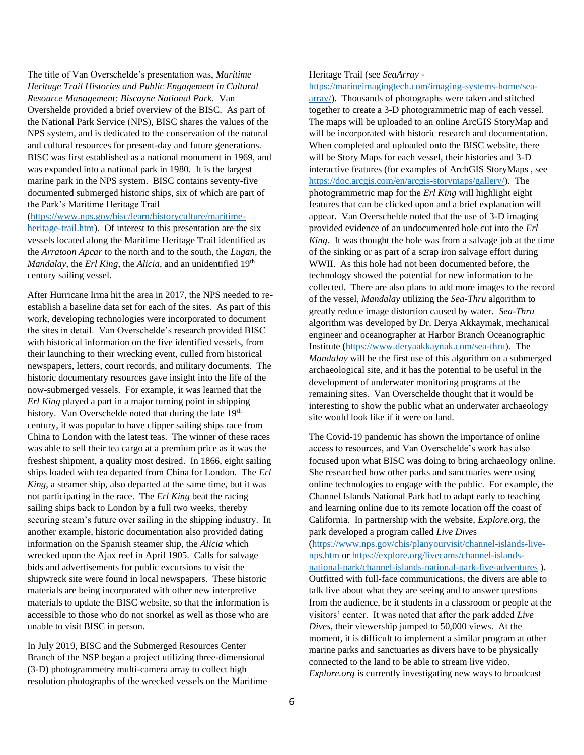The title of Van Overschelde's presentation was, *Maritime Heritage Trail Histories and Public Engagement in Cultural Resource Management: Biscayne National Park.* Van Overshelde provided a brief overview of the BISC. As part of the National Park Service (NPS), BISC shares the values of the NPS system, and is dedicated to the conservation of the natural and cultural resources for present-day and future generations. BISC was first established as a national monument in 1969, and was expanded into a national park in 1980. It is the largest marine park in the NPS system. BISC contains seventy-five documented submerged historic ships, six of which are part of the Park's Maritime Heritage Trail (https://www.nps.gov/bisc/learn/historyculture/maritime-heritage-trail.htm). Of interest to this presentation are the six vessels located along the Maritime Heritage Trail identified as the *Arratoon Apcar* to the north and to the south, the *Lugan*, the *Mandalay*, the *Erl King*, the *Alicia*, and an unidentified 19th century sailing vessel.

After Hurricane Irma hit the area in 2017, the NPS needed to re-establish a baseline data set for each of the sites. As part of this work, developing technologies were incorporated to document the sites in detail. Van Overschelde's research provided BISC with historical information on the five identified vessels, from their launching to their wrecking event, culled from historical newspapers, letters, court records, and military documents. The historic documentary resources gave insight into the life of the now-submerged vessels. For example, it was learned that the *Erl King* played a part in a major turning point in shipping history. Van Overschelde noted that during the late 19th century, it was popular to have clipper sailing ships race from China to London with the latest teas. The winner of these races was able to sell their tea cargo at a premium price as it was the freshest shipment, a quality most desired. In 1866, eight sailing ships loaded with tea departed from China for London. The *Erl King*, a steamer ship, also departed at the same time, but it was not participating in the race. The *Erl King* beat the racing sailing ships back to London by a full two weeks, thereby securing steam's future over sailing in the shipping industry. In another example, historic documentation also provided dating information on the Spanish steamer ship, the *Alicia* which wrecked upon the Ajax reef in April 1905. Calls for salvage bids and advertisements for public excursions to visit the shipwreck site were found in local newspapers. These historic materials are being incorporated with other new interpretive materials to update the BISC website, so that the information is accessible to those who do not snorkel as well as those who are unable to visit BISC in person.

In July 2019, BISC and the Submerged Resources Center Branch of the NSP began a project utilizing three-dimensional (3-D) photogrammetry multi-camera array to collect high resolution photographs of the wrecked vessels on the Maritime Heritage Trail (see *SeaArray* - https://marineimagingtech.com/imaging-systems-home/sea-array/). Thousands of photographs were taken and stitched together to create a 3-D photogrammetric map of each vessel. The maps will be uploaded to an online ArcGIS StoryMap and will be incorporated with historic research and documentation. When completed and uploaded onto the BISC website, there will be Story Maps for each vessel, their histories and 3-D interactive features (for examples of ArchGIS StoryMaps , see https://doc.arcgis.com/en/arcgis-storymaps/gallery/). The photogrammetric map for the *Erl King* will highlight eight features that can be clicked upon and a brief explanation will appear. Van Overschelde noted that the use of 3-D imaging provided evidence of an undocumented hole cut into the *Erl King*. It was thought the hole was from a salvage job at the time of the sinking or as part of a scrap iron salvage effort during WWII. As this hole had not been documented before, the technology showed the potential for new information to be collected. There are also plans to add more images to the record of the vessel, *Mandalay* utilizing the *Sea-Thru* algorithm to greatly reduce image distortion caused by water. *Sea-Thru* algorithm was developed by Dr. Derya Akkaymak, mechanical engineer and oceanographer at Harbor Branch Oceanographic Institute (https://www.deryaakkaynak.com/sea-thru). The *Mandalay* will be the first use of this algorithm on a submerged archaeological site, and it has the potential to be useful in the development of underwater monitoring programs at the remaining sites. Van Overschelde thought that it would be interesting to show the public what an underwater archaeology site would look like if it were on land.

The Covid-19 pandemic has shown the importance of online access to resources, and Van Overschelde's work has also focused upon what BISC was doing to bring archaeology online. She researched how other parks and sanctuaries were using online technologies to engage with the public. For example, the Channel Islands National Park had to adapt early to teaching and learning online due to its remote location off the coast of California. In partnership with the website, *Explore.org*, the park developed a program called *Live Dives* (https://www.nps.gov/chis/planyourvisit/channel-islands-live-nps.htm or https://explore.org/livecams/channel-islands-national-park/channel-islands-national-park-live-adventures ). Outfitted with full-face communications, the divers are able to talk live about what they are seeing and to answer questions from the audience, be it students in a classroom or people at the visitors' center. It was noted that after the park added *Live Dives*, their viewership jumped to 50,000 views. At the moment, it is difficult to implement a similar program at other marine parks and sanctuaries as divers have to be physically connected to the land to be able to stream live video. *Explore.org* is currently investigating new ways to broadcast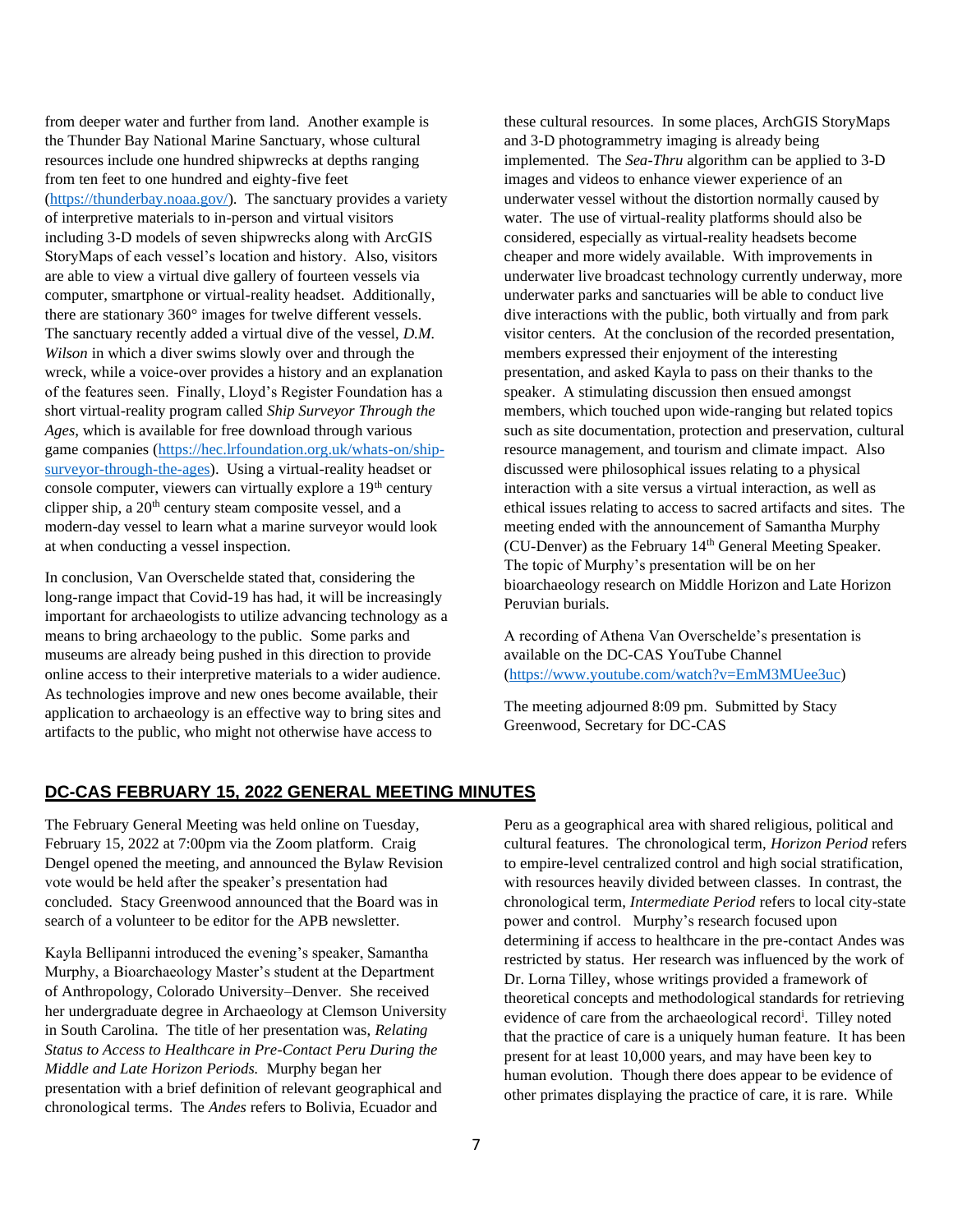from deeper water and further from land. Another example is the Thunder Bay National Marine Sanctuary, whose cultural resources include one hundred shipwrecks at depths ranging from ten feet to one hundred and eighty-five feet (https://thunderbay.noaa.gov/). The sanctuary provides a variety of interpretive materials to in-person and virtual visitors including 3-D models of seven shipwrecks along with ArcGIS StoryMaps of each vessel's location and history. Also, visitors are able to view a virtual dive gallery of fourteen vessels via computer, smartphone or virtual-reality headset. Additionally, there are stationary 360° images for twelve different vessels. The sanctuary recently added a virtual dive of the vessel, *D.M. Wilson* in which a diver swims slowly over and through the wreck, while a voice-over provides a history and an explanation of the features seen. Finally, Lloyd's Register Foundation has a short virtual-reality program called *Ship Surveyor Through the Ages*, which is available for free download through various game companies (https://hec.lrfoundation.org.uk/whats-on/ship-surveyor-through-the-ages). Using a virtual-reality headset or console computer, viewers can virtually explore a 19th century clipper ship, a 20th century steam composite vessel, and a modern-day vessel to learn what a marine surveyor would look at when conducting a vessel inspection.

In conclusion, Van Overschelde stated that, considering the long-range impact that Covid-19 has had, it will be increasingly important for archaeologists to utilize advancing technology as a means to bring archaeology to the public. Some parks and museums are already being pushed in this direction to provide online access to their interpretive materials to a wider audience. As technologies improve and new ones become available, their application to archaeology is an effective way to bring sites and artifacts to the public, who might not otherwise have access to these cultural resources. In some places, ArchGIS StoryMaps and 3-D photogrammetry imaging is already being implemented. The *Sea-Thru* algorithm can be applied to 3-D images and videos to enhance viewer experience of an underwater vessel without the distortion normally caused by water. The use of virtual-reality platforms should also be considered, especially as virtual-reality headsets become cheaper and more widely available. With improvements in underwater live broadcast technology currently underway, more underwater parks and sanctuaries will be able to conduct live dive interactions with the public, both virtually and from park visitor centers. At the conclusion of the recorded presentation, members expressed their enjoyment of the interesting presentation, and asked Kayla to pass on their thanks to the speaker. A stimulating discussion then ensued amongst members, which touched upon wide-ranging but related topics such as site documentation, protection and preservation, cultural resource management, and tourism and climate impact. Also discussed were philosophical issues relating to a physical interaction with a site versus a virtual interaction, as well as ethical issues relating to access to sacred artifacts and sites. The meeting ended with the announcement of Samantha Murphy (CU-Denver) as the February 14th General Meeting Speaker. The topic of Murphy's presentation will be on her bioarchaeology research on Middle Horizon and Late Horizon Peruvian burials.

A recording of Athena Van Overschelde's presentation is available on the DC-CAS YouTube Channel (https://www.youtube.com/watch?v=EmM3MUee3uc)

The meeting adjourned 8:09 pm. Submitted by Stacy Greenwood, Secretary for DC-CAS

## DC-CAS FEBRUARY 15, 2022 GENERAL MEETING MINUTES

The February General Meeting was held online on Tuesday, February 15, 2022 at 7:00pm via the Zoom platform. Craig Dengel opened the meeting, and announced the Bylaw Revision vote would be held after the speaker's presentation had concluded. Stacy Greenwood announced that the Board was in search of a volunteer to be editor for the APB newsletter.

Kayla Bellipanni introduced the evening's speaker, Samantha Murphy, a Bioarchaeology Master's student at the Department of Anthropology, Colorado University–Denver. She received her undergraduate degree in Archaeology at Clemson University in South Carolina. The title of her presentation was, *Relating Status to Access to Healthcare in Pre-Contact Peru During the Middle and Late Horizon Periods.* Murphy began her presentation with a brief definition of relevant geographical and chronological terms. The *Andes* refers to Bolivia, Ecuador and Peru as a geographical area with shared religious, political and cultural features. The chronological term, *Horizon Period* refers to empire-level centralized control and high social stratification, with resources heavily divided between classes. In contrast, the chronological term, *Intermediate Period* refers to local city-state power and control. Murphy's research focused upon determining if access to healthcare in the pre-contact Andes was restricted by status. Her research was influenced by the work of Dr. Lorna Tilley, whose writings provided a framework of theoretical concepts and methodological standards for retrieving evidence of care from the archaeological record[i]. Tilley noted that the practice of care is a uniquely human feature. It has been present for at least 10,000 years, and may have been key to human evolution. Though there does appear to be evidence of other primates displaying the practice of care, it is rare. While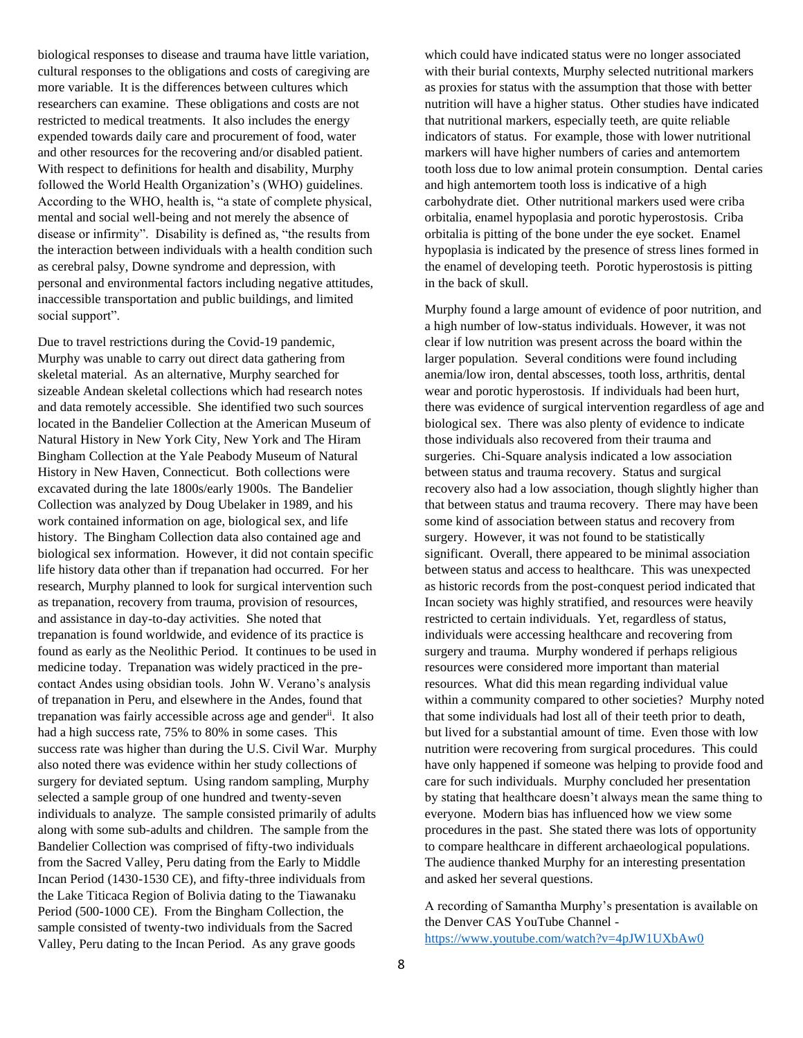biological responses to disease and trauma have little variation, cultural responses to the obligations and costs of caregiving are more variable. It is the differences between cultures which researchers can examine. These obligations and costs are not restricted to medical treatments. It also includes the energy expended towards daily care and procurement of food, water and other resources for the recovering and/or disabled patient. With respect to definitions for health and disability, Murphy followed the World Health Organization's (WHO) guidelines. According to the WHO, health is, "a state of complete physical, mental and social well-being and not merely the absence of disease or infirmity". Disability is defined as, "the results from the interaction between individuals with a health condition such as cerebral palsy, Downe syndrome and depression, with personal and environmental factors including negative attitudes, inaccessible transportation and public buildings, and limited social support".

Due to travel restrictions during the Covid-19 pandemic, Murphy was unable to carry out direct data gathering from skeletal material. As an alternative, Murphy searched for sizeable Andean skeletal collections which had research notes and data remotely accessible. She identified two such sources located in the Bandelier Collection at the American Museum of Natural History in New York City, New York and The Hiram Bingham Collection at the Yale Peabody Museum of Natural History in New Haven, Connecticut. Both collections were excavated during the late 1800s/early 1900s. The Bandelier Collection was analyzed by Doug Ubelaker in 1989, and his work contained information on age, biological sex, and life history. The Bingham Collection data also contained age and biological sex information. However, it did not contain specific life history data other than if trepanation had occurred. For her research, Murphy planned to look for surgical intervention such as trepanation, recovery from trauma, provision of resources, and assistance in day-to-day activities. She noted that trepanation is found worldwide, and evidence of its practice is found as early as the Neolithic Period. It continues to be used in medicine today. Trepanation was widely practiced in the pre-contact Andes using obsidian tools. John W. Verano's analysis of trepanation in Peru, and elsewhere in the Andes, found that trepanation was fairly accessible across age and gender[ii]. It also had a high success rate, 75% to 80% in some cases. This success rate was higher than during the U.S. Civil War. Murphy also noted there was evidence within her study collections of surgery for deviated septum. Using random sampling, Murphy selected a sample group of one hundred and twenty-seven individuals to analyze. The sample consisted primarily of adults along with some sub-adults and children. The sample from the Bandelier Collection was comprised of fifty-two individuals from the Sacred Valley, Peru dating from the Early to Middle Incan Period (1430-1530 CE), and fifty-three individuals from the Lake Titicaca Region of Bolivia dating to the Tiawanaku Period (500-1000 CE). From the Bingham Collection, the sample consisted of twenty-two individuals from the Sacred Valley, Peru dating to the Incan Period. As any grave goods which could have indicated status were no longer associated with their burial contexts, Murphy selected nutritional markers as proxies for status with the assumption that those with better nutrition will have a higher status. Other studies have indicated that nutritional markers, especially teeth, are quite reliable indicators of status. For example, those with lower nutritional markers will have higher numbers of caries and antemortem tooth loss due to low animal protein consumption. Dental caries and high antemortem tooth loss is indicative of a high carbohydrate diet. Other nutritional markers used were criba orbitalia, enamel hypoplasia and porotic hyperostosis. Criba orbitalia is pitting of the bone under the eye socket. Enamel hypoplasia is indicated by the presence of stress lines formed in the enamel of developing teeth. Porotic hyperostosis is pitting in the back of skull.

Murphy found a large amount of evidence of poor nutrition, and a high number of low-status individuals. However, it was not clear if low nutrition was present across the board within the larger population. Several conditions were found including anemia/low iron, dental abscesses, tooth loss, arthritis, dental wear and porotic hyperostosis. If individuals had been hurt, there was evidence of surgical intervention regardless of age and biological sex. There was also plenty of evidence to indicate those individuals also recovered from their trauma and surgeries. Chi-Square analysis indicated a low association between status and trauma recovery. Status and surgical recovery also had a low association, though slightly higher than that between status and trauma recovery. There may have been some kind of association between status and recovery from surgery. However, it was not found to be statistically significant. Overall, there appeared to be minimal association between status and access to healthcare. This was unexpected as historic records from the post-conquest period indicated that Incan society was highly stratified, and resources were heavily restricted to certain individuals. Yet, regardless of status, individuals were accessing healthcare and recovering from surgery and trauma. Murphy wondered if perhaps religious resources were considered more important than material resources. What did this mean regarding individual value within a community compared to other societies? Murphy noted that some individuals had lost all of their teeth prior to death, but lived for a substantial amount of time. Even those with low nutrition were recovering from surgical procedures. This could have only happened if someone was helping to provide food and care for such individuals. Murphy concluded her presentation by stating that healthcare doesn't always mean the same thing to everyone. Modern bias has influenced how we view some procedures in the past. She stated there was lots of opportunity to compare healthcare in different archaeological populations. The audience thanked Murphy for an interesting presentation and asked her several questions.

A recording of Samantha Murphy's presentation is available on the Denver CAS YouTube Channel - https://www.youtube.com/watch?v=4pJW1UXbAw0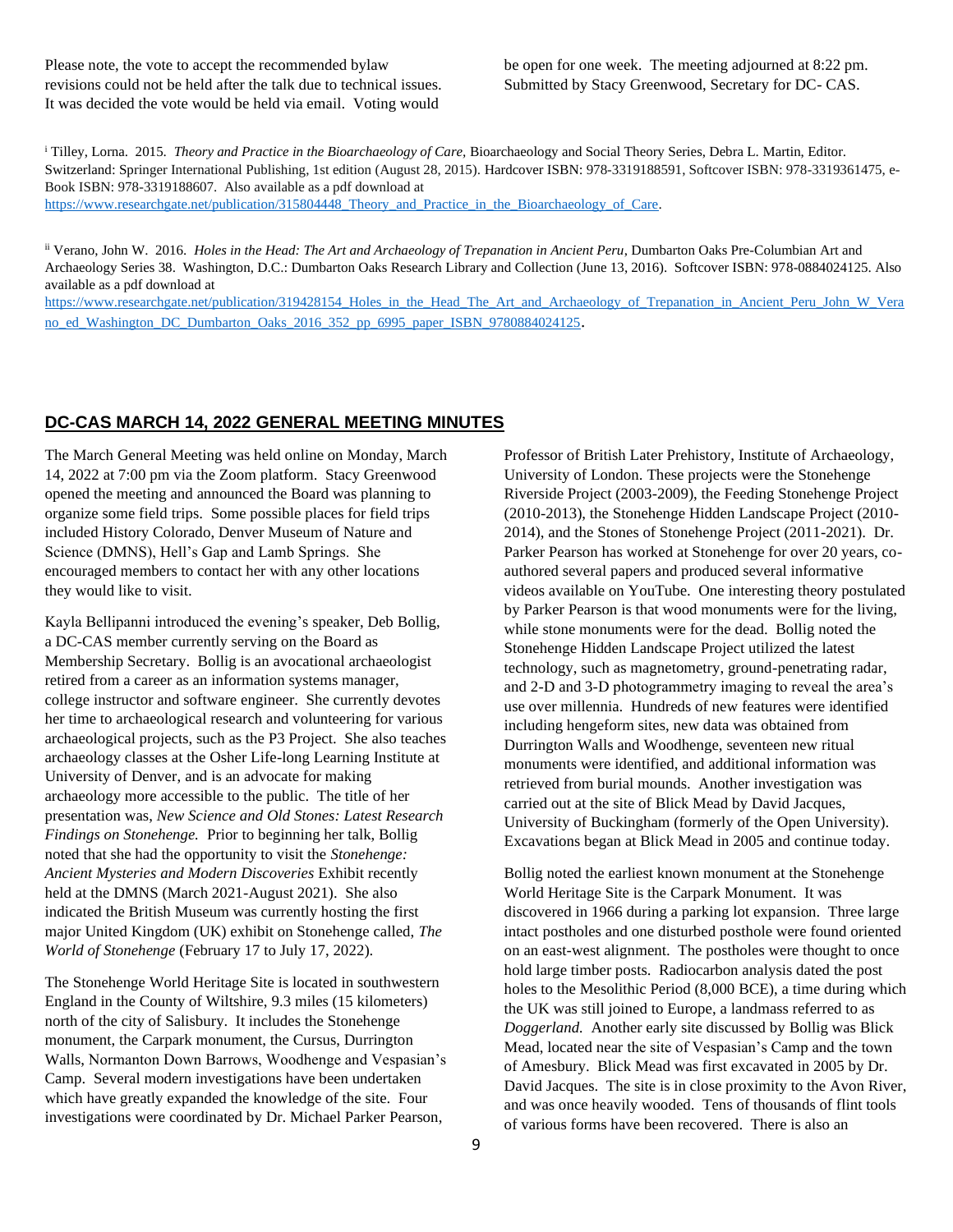Please note, the vote to accept the recommended bylaw revisions could not be held after the talk due to technical issues. It was decided the vote would be held via email. Voting would be open for one week. The meeting adjourned at 8:22 pm. Submitted by Stacy Greenwood, Secretary for DC- CAS.

[i] Tilley, Lorna. 2015. *Theory and Practice in the Bioarchaeology of Care*, Bioarchaeology and Social Theory Series, Debra L. Martin, Editor. Switzerland: Springer International Publishing, 1st edition (August 28, 2015). Hardcover ISBN: 978-3319188591, Softcover ISBN: 978-3319361475, e-Book ISBN: 978-3319188607. Also available as a pdf download at https://www.researchgate.net/publication/315804448_Theory_and_Practice_in_the_Bioarchaeology_of_Care.

[ii] Verano, John W. 2016. *Holes in the Head: The Art and Archaeology of Trepanation in Ancient Peru*, Dumbarton Oaks Pre-Columbian Art and Archaeology Series 38. Washington, D.C.: Dumbarton Oaks Research Library and Collection (June 13, 2016). Softcover ISBN: 978-0884024125. Also available as a pdf download at https://www.researchgate.net/publication/319428154_Holes_in_the_Head_The_Art_and_Archaeology_of_Trepanation_in_Ancient_Peru_John_W_Verano_ed_Washington_DC_Dumbarton_Oaks_2016_352_pp_6995_paper_ISBN_9780884024125.

## DC-CAS MARCH 14, 2022 GENERAL MEETING MINUTES

The March General Meeting was held online on Monday, March 14, 2022 at 7:00 pm via the Zoom platform. Stacy Greenwood opened the meeting and announced the Board was planning to organize some field trips. Some possible places for field trips included History Colorado, Denver Museum of Nature and Science (DMNS), Hell's Gap and Lamb Springs. She encouraged members to contact her with any other locations they would like to visit.

Kayla Bellipanni introduced the evening's speaker, Deb Bollig, a DC-CAS member currently serving on the Board as Membership Secretary. Bollig is an avocational archaeologist retired from a career as an information systems manager, college instructor and software engineer. She currently devotes her time to archaeological research and volunteering for various archaeological projects, such as the P3 Project. She also teaches archaeology classes at the Osher Life-long Learning Institute at University of Denver, and is an advocate for making archaeology more accessible to the public. The title of her presentation was, *New Science and Old Stones: Latest Research Findings on Stonehenge.* Prior to beginning her talk, Bollig noted that she had the opportunity to visit the *Stonehenge: Ancient Mysteries and Modern Discoveries* Exhibit recently held at the DMNS (March 2021-August 2021). She also indicated the British Museum was currently hosting the first major United Kingdom (UK) exhibit on Stonehenge called, *The World of Stonehenge* (February 17 to July 17, 2022).

The Stonehenge World Heritage Site is located in southwestern England in the County of Wiltshire, 9.3 miles (15 kilometers) north of the city of Salisbury. It includes the Stonehenge monument, the Carpark monument, the Cursus, Durrington Walls, Normanton Down Barrows, Woodhenge and Vespasian's Camp. Several modern investigations have been undertaken which have greatly expanded the knowledge of the site. Four investigations were coordinated by Dr. Michael Parker Pearson, Professor of British Later Prehistory, Institute of Archaeology, University of London. These projects were the Stonehenge Riverside Project (2003-2009), the Feeding Stonehenge Project (2010-2013), the Stonehenge Hidden Landscape Project (2010-2014), and the Stones of Stonehenge Project (2011-2021). Dr. Parker Pearson has worked at Stonehenge for over 20 years, co-authored several papers and produced several informative videos available on YouTube. One interesting theory postulated by Parker Pearson is that wood monuments were for the living, while stone monuments were for the dead. Bollig noted the Stonehenge Hidden Landscape Project utilized the latest technology, such as magnetometry, ground-penetrating radar, and 2-D and 3-D photogrammetry imaging to reveal the area's use over millennia. Hundreds of new features were identified including hengeform sites, new data was obtained from Durrington Walls and Woodhenge, seventeen new ritual monuments were identified, and additional information was retrieved from burial mounds. Another investigation was carried out at the site of Blick Mead by David Jacques, University of Buckingham (formerly of the Open University). Excavations began at Blick Mead in 2005 and continue today.

Bollig noted the earliest known monument at the Stonehenge World Heritage Site is the Carpark Monument. It was discovered in 1966 during a parking lot expansion. Three large intact postholes and one disturbed posthole were found oriented on an east-west alignment. The postholes were thought to once hold large timber posts. Radiocarbon analysis dated the post holes to the Mesolithic Period (8,000 BCE), a time during which the UK was still joined to Europe, a landmass referred to as *Doggerland.* Another early site discussed by Bollig was Blick Mead, located near the site of Vespasian's Camp and the town of Amesbury. Blick Mead was first excavated in 2005 by Dr. David Jacques. The site is in close proximity to the Avon River, and was once heavily wooded. Tens of thousands of flint tools of various forms have been recovered. There is also an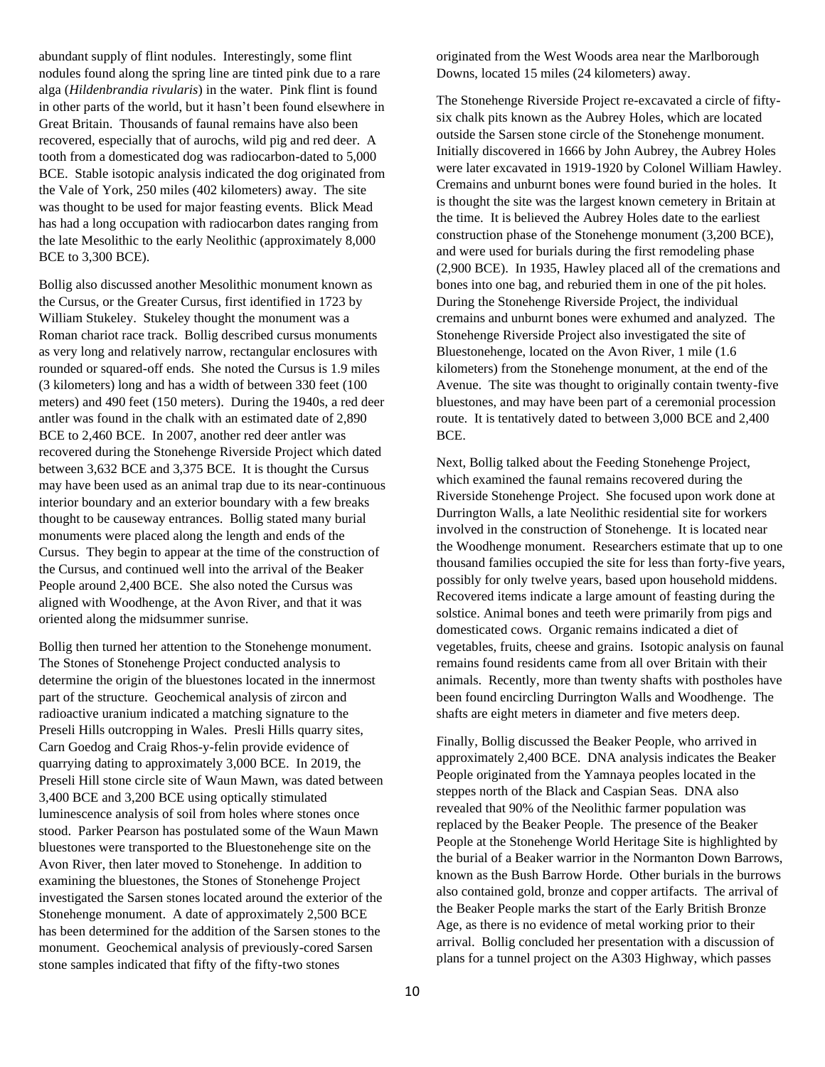abundant supply of flint nodules. Interestingly, some flint nodules found along the spring line are tinted pink due to a rare alga (*Hildenbrandia rivularis*) in the water. Pink flint is found in other parts of the world, but it hasn't been found elsewhere in Great Britain. Thousands of faunal remains have also been recovered, especially that of aurochs, wild pig and red deer. A tooth from a domesticated dog was radiocarbon-dated to 5,000 BCE. Stable isotopic analysis indicated the dog originated from the Vale of York, 250 miles (402 kilometers) away. The site was thought to be used for major feasting events. Blick Mead has had a long occupation with radiocarbon dates ranging from the late Mesolithic to the early Neolithic (approximately 8,000 BCE to 3,300 BCE).

Bollig also discussed another Mesolithic monument known as the Cursus, or the Greater Cursus, first identified in 1723 by William Stukeley. Stukeley thought the monument was a Roman chariot race track. Bollig described cursus monuments as very long and relatively narrow, rectangular enclosures with rounded or squared-off ends. She noted the Cursus is 1.9 miles (3 kilometers) long and has a width of between 330 feet (100 meters) and 490 feet (150 meters). During the 1940s, a red deer antler was found in the chalk with an estimated date of 2,890 BCE to 2,460 BCE. In 2007, another red deer antler was recovered during the Stonehenge Riverside Project which dated between 3,632 BCE and 3,375 BCE. It is thought the Cursus may have been used as an animal trap due to its near-continuous interior boundary and an exterior boundary with a few breaks thought to be causeway entrances. Bollig stated many burial monuments were placed along the length and ends of the Cursus. They begin to appear at the time of the construction of the Cursus, and continued well into the arrival of the Beaker People around 2,400 BCE. She also noted the Cursus was aligned with Woodhenge, at the Avon River, and that it was oriented along the midsummer sunrise.

Bollig then turned her attention to the Stonehenge monument. The Stones of Stonehenge Project conducted analysis to determine the origin of the bluestones located in the innermost part of the structure. Geochemical analysis of zircon and radioactive uranium indicated a matching signature to the Preseli Hills outcropping in Wales. Presli Hills quarry sites, Carn Goedog and Craig Rhos-y-felin provide evidence of quarrying dating to approximately 3,000 BCE. In 2019, the Preseli Hill stone circle site of Waun Mawn, was dated between 3,400 BCE and 3,200 BCE using optically stimulated luminescence analysis of soil from holes where stones once stood. Parker Pearson has postulated some of the Waun Mawn bluestones were transported to the Bluestonehenge site on the Avon River, then later moved to Stonehenge. In addition to examining the bluestones, the Stones of Stonehenge Project investigated the Sarsen stones located around the exterior of the Stonehenge monument. A date of approximately 2,500 BCE has been determined for the addition of the Sarsen stones to the monument. Geochemical analysis of previously-cored Sarsen stone samples indicated that fifty of the fifty-two stones originated from the West Woods area near the Marlborough Downs, located 15 miles (24 kilometers) away.

The Stonehenge Riverside Project re-excavated a circle of fifty-six chalk pits known as the Aubrey Holes, which are located outside the Sarsen stone circle of the Stonehenge monument. Initially discovered in 1666 by John Aubrey, the Aubrey Holes were later excavated in 1919-1920 by Colonel William Hawley. Cremains and unburnt bones were found buried in the holes. It is thought the site was the largest known cemetery in Britain at the time. It is believed the Aubrey Holes date to the earliest construction phase of the Stonehenge monument (3,200 BCE), and were used for burials during the first remodeling phase (2,900 BCE). In 1935, Hawley placed all of the cremations and bones into one bag, and reburied them in one of the pit holes. During the Stonehenge Riverside Project, the individual cremains and unburnt bones were exhumed and analyzed. The Stonehenge Riverside Project also investigated the site of Bluestonehenge, located on the Avon River, 1 mile (1.6 kilometers) from the Stonehenge monument, at the end of the Avenue. The site was thought to originally contain twenty-five bluestones, and may have been part of a ceremonial procession route. It is tentatively dated to between 3,000 BCE and 2,400 BCE.

Next, Bollig talked about the Feeding Stonehenge Project, which examined the faunal remains recovered during the Riverside Stonehenge Project. She focused upon work done at Durrington Walls, a late Neolithic residential site for workers involved in the construction of Stonehenge. It is located near the Woodhenge monument. Researchers estimate that up to one thousand families occupied the site for less than forty-five years, possibly for only twelve years, based upon household middens. Recovered items indicate a large amount of feasting during the solstice. Animal bones and teeth were primarily from pigs and domesticated cows. Organic remains indicated a diet of vegetables, fruits, cheese and grains. Isotopic analysis on faunal remains found residents came from all over Britain with their animals. Recently, more than twenty shafts with postholes have been found encircling Durrington Walls and Woodhenge. The shafts are eight meters in diameter and five meters deep.

Finally, Bollig discussed the Beaker People, who arrived in approximately 2,400 BCE. DNA analysis indicates the Beaker People originated from the Yamnaya peoples located in the steppes north of the Black and Caspian Seas. DNA also revealed that 90% of the Neolithic farmer population was replaced by the Beaker People. The presence of the Beaker People at the Stonehenge World Heritage Site is highlighted by the burial of a Beaker warrior in the Normanton Down Barrows, known as the Bush Barrow Horde. Other burials in the burrows also contained gold, bronze and copper artifacts. The arrival of the Beaker People marks the start of the Early British Bronze Age, as there is no evidence of metal working prior to their arrival. Bollig concluded her presentation with a discussion of plans for a tunnel project on the A303 Highway, which passes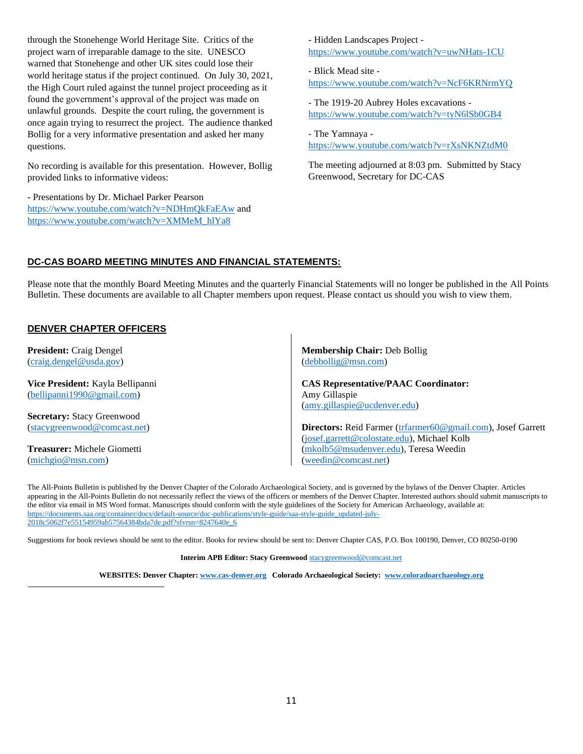through the Stonehenge World Heritage Site. Critics of the project warn of irreparable damage to the site. UNESCO warned that Stonehenge and other UK sites could lose their world heritage status if the project continued. On July 30, 2021, the High Court ruled against the tunnel project proceeding as it found the government's approval of the project was made on unlawful grounds. Despite the court ruling, the government is once again trying to resurrect the project. The audience thanked Bollig for a very informative presentation and asked her many questions.

No recording is available for this presentation. However, Bollig provided links to informative videos:

- Presentations by Dr. Michael Parker Pearson https://www.youtube.com/watch?v=NDHmQkFaEAw and https://www.youtube.com/watch?v=XMMeM_hlYa8

- Hidden Landscapes Project - https://www.youtube.com/watch?v=uwNHats-1CU

- Blick Mead site - https://www.youtube.com/watch?v=NcF6KRNrmYQ

- The 1919-20 Aubrey Holes excavations - https://www.youtube.com/watch?v=tyN6lSb0GB4

- The Yamnaya - https://www.youtube.com/watch?v=rXsNKNZtdM0

The meeting adjourned at 8:03 pm. Submitted by Stacy Greenwood, Secretary for DC-CAS

## DC-CAS BOARD MEETING MINUTES AND FINANCIAL STATEMENTS:

Please note that the monthly Board Meeting Minutes and the quarterly Financial Statements will no longer be published in the All Points Bulletin. These documents are available to all Chapter members upon request. Please contact us should you wish to view them.

## DENVER CHAPTER OFFICERS

**President:** Craig Dengel (craig.dengel@usda.gov)

**Vice President:** Kayla Bellipanni (bellipanni1990@gmail.com)

**Secretary:** Stacy Greenwood (stacygreenwood@comcast.net)

**Treasurer:** Michele Giometti (michgio@msn.com)

**Membership Chair:** Deb Bollig (debbollig@msn.com)

**CAS Representative/PAAC Coordinator:** Amy Gillaspie (amy.gillaspie@ucdenver.edu)

**Directors:** Reid Farmer (trfarmer60@gmail.com), Josef Garrett (josef.garrett@colostate.edu), Michael Kolb (mkolb5@msudenver.edu), Teresa Weedin (weedin@comcast.net)

The All-Points Bulletin is published by the Denver Chapter of the Colorado Archaeological Society, and is governed by the bylaws of the Denver Chapter. Articles appearing in the All-Points Bulletin do not necessarily reflect the views of the officers or members of the Denver Chapter. Interested authors should submit manuscripts to the editor via email in MS Word format. Manuscripts should conform with the style guidelines of the Society for American Archaeology, available at: https://documents.saa.org/container/docs/default-source/doc-publications/style-guide/saa-style-guide_updated-july-2018c5062f7e55154959ab57564384bda7de.pdf?sfvrsn=8247640e_6

Suggestions for book reviews should be sent to the editor. Books for review should be sent to: Denver Chapter CAS, P.O. Box 100190, Denver, CO 80250-0190

**Interim APB Editor: Stacy Greenwood** stacygreenwood@comcast.net

**WEBSITES: Denver Chapter: www.cas-denver.org Colorado Archaeological Society: www.coloradoarchaeology.org**